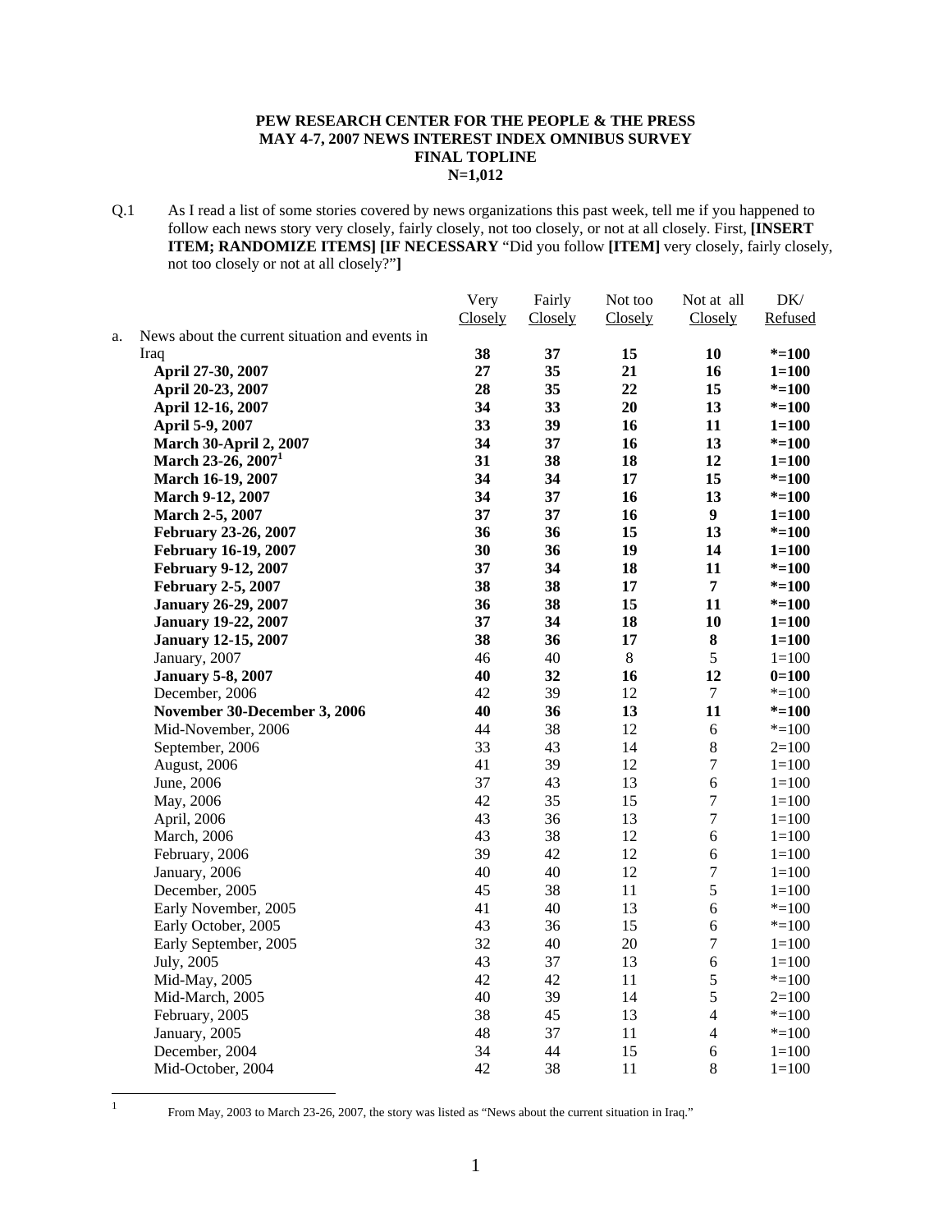**PEW RESEARCH CENTER FOR THE PEOPLE & THE PRESS**
**MAY 4-7, 2007 NEWS INTEREST INDEX OMNIBUS SURVEY**
**FINAL TOPLINE**
**N=1,012**

Q.1 As I read a list of some stories covered by news organizations this past week, tell me if you happened to follow each news story very closely, fairly closely, not too closely, or not at all closely. First, **[INSERT ITEM; RANDOMIZE ITEMS] [IF NECESSARY** "Did you follow **[ITEM]** very closely, fairly closely, not too closely or not at all closely?"**]**

| | Very Closely | Fairly Closely | Not too Closely | Not at all Closely | DK/ Refused |
|---|---|---|---|---|---|
| a. News about the current situation and events in Iraq | **38** | **37** | **15** | **10** | ***=100** |
| **April 27-30, 2007** | **27** | **35** | **21** | **16** | **1=100** |
| **April 20-23, 2007** | **28** | **35** | **22** | **15** | ***=100** |
| **April 12-16, 2007** | **34** | **33** | **20** | **13** | ***=100** |
| **April 5-9, 2007** | **33** | **39** | **16** | **11** | **1=100** |
| **March 30-April 2, 2007** | **34** | **37** | **16** | **13** | ***=100** |
| **March 23-26, 2007**[1] | **31** | **38** | **18** | **12** | **1=100** |
| **March 16-19, 2007** | **34** | **34** | **17** | **15** | ***=100** |
| **March 9-12, 2007** | **34** | **37** | **16** | **13** | ***=100** |
| **March 2-5, 2007** | **37** | **37** | **16** | **9** | **1=100** |
| **February 23-26, 2007** | **36** | **36** | **15** | **13** | ***=100** |
| **February 16-19, 2007** | **30** | **36** | **19** | **14** | **1=100** |
| **February 9-12, 2007** | **37** | **34** | **18** | **11** | ***=100** |
| **February 2-5, 2007** | **38** | **38** | **17** | **7** | ***=100** |
| **January 26-29, 2007** | **36** | **38** | **15** | **11** | ***=100** |
| **January 19-22, 2007** | **37** | **34** | **18** | **10** | **1=100** |
| **January 12-15, 2007** | **38** | **36** | **17** | **8** | **1=100** |
| January, 2007 | 46 | 40 | 8 | 5 | 1=100 |
| **January 5-8, 2007** | **40** | **32** | **16** | **12** | **0=100** |
| December, 2006 | 42 | 39 | 12 | 7 | *=100 |
| **November 30-December 3, 2006** | **40** | **36** | **13** | **11** | ***=100** |
| Mid-November, 2006 | 44 | 38 | 12 | 6 | *=100 |
| September, 2006 | 33 | 43 | 14 | 8 | 2=100 |
| August, 2006 | 41 | 39 | 12 | 7 | 1=100 |
| June, 2006 | 37 | 43 | 13 | 6 | 1=100 |
| May, 2006 | 42 | 35 | 15 | 7 | 1=100 |
| April, 2006 | 43 | 36 | 13 | 7 | 1=100 |
| March, 2006 | 43 | 38 | 12 | 6 | 1=100 |
| February, 2006 | 39 | 42 | 12 | 6 | 1=100 |
| January, 2006 | 40 | 40 | 12 | 7 | 1=100 |
| December, 2005 | 45 | 38 | 11 | 5 | 1=100 |
| Early November, 2005 | 41 | 40 | 13 | 6 | *=100 |
| Early October, 2005 | 43 | 36 | 15 | 6 | *=100 |
| Early September, 2005 | 32 | 40 | 20 | 7 | 1=100 |
| July, 2005 | 43 | 37 | 13 | 6 | 1=100 |
| Mid-May, 2005 | 42 | 42 | 11 | 5 | *=100 |
| Mid-March, 2005 | 40 | 39 | 14 | 5 | 2=100 |
| February, 2005 | 38 | 45 | 13 | 4 | *=100 |
| January, 2005 | 48 | 37 | 11 | 4 | *=100 |
| December, 2004 | 34 | 44 | 15 | 6 | 1=100 |
| Mid-October, 2004 | 42 | 38 | 11 | 8 | 1=100 |

[1] From May, 2003 to March 23-26, 2007, the story was listed as "News about the current situation in Iraq."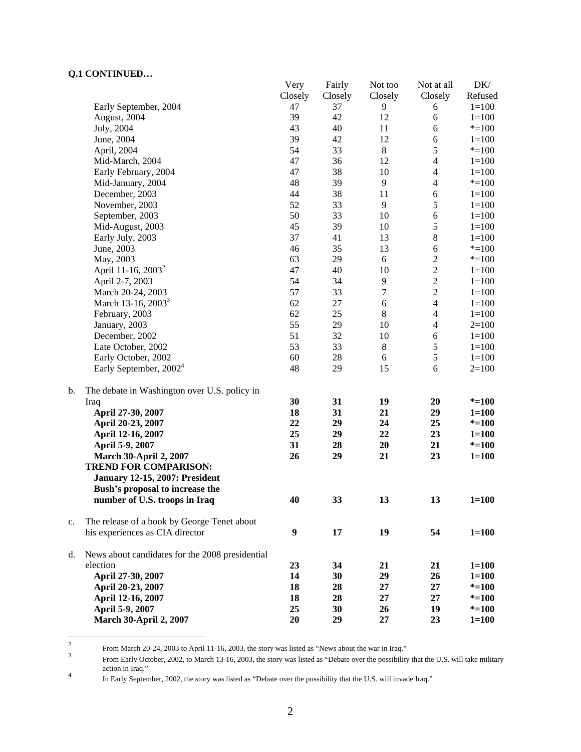**Q.1 CONTINUED…**

| | Very Closely | Fairly Closely | Not too Closely | Not at all Closely | DK/ Refused |
|---|---|---|---|---|---|
| Early September, 2004 | 47 | 37 | 9 | 6 | 1=100 |
| August, 2004 | 39 | 42 | 12 | 6 | 1=100 |
| July, 2004 | 43 | 40 | 11 | 6 | *=100 |
| June, 2004 | 39 | 42 | 12 | 6 | 1=100 |
| April, 2004 | 54 | 33 | 8 | 5 | *=100 |
| Mid-March, 2004 | 47 | 36 | 12 | 4 | 1=100 |
| Early February, 2004 | 47 | 38 | 10 | 4 | 1=100 |
| Mid-January, 2004 | 48 | 39 | 9 | 4 | *=100 |
| December, 2003 | 44 | 38 | 11 | 6 | 1=100 |
| November, 2003 | 52 | 33 | 9 | 5 | 1=100 |
| September, 2003 | 50 | 33 | 10 | 6 | 1=100 |
| Mid-August, 2003 | 45 | 39 | 10 | 5 | 1=100 |
| Early July, 2003 | 37 | 41 | 13 | 8 | 1=100 |
| June, 2003 | 46 | 35 | 13 | 6 | *=100 |
| May, 2003 | 63 | 29 | 6 | 2 | *=100 |
| April 11-16, 2003[2] | 47 | 40 | 10 | 2 | 1=100 |
| April 2-7, 2003 | 54 | 34 | 9 | 2 | 1=100 |
| March 20-24, 2003 | 57 | 33 | 7 | 2 | 1=100 |
| March 13-16, 2003[3] | 62 | 27 | 6 | 4 | 1=100 |
| February, 2003 | 62 | 25 | 8 | 4 | 1=100 |
| January, 2003 | 55 | 29 | 10 | 4 | 2=100 |
| December, 2002 | 51 | 32 | 10 | 6 | 1=100 |
| Late October, 2002 | 53 | 33 | 8 | 5 | 1=100 |
| Early October, 2002 | 60 | 28 | 6 | 5 | 1=100 |
| Early September, 2002[4] | 48 | 29 | 15 | 6 | 2=100 |
| b. The debate in Washington over U.S. policy in Iraq | **30** | **31** | **19** | **20** | ***=100** |
| **April 27-30, 2007** | **18** | **31** | **21** | **29** | **1=100** |
| **April 20-23, 2007** | **22** | **29** | **24** | **25** | ***=100** |
| **April 12-16, 2007** | **25** | **29** | **22** | **23** | **1=100** |
| **April 5-9, 2007** | **31** | **28** | **20** | **21** | ***=100** |
| **March 30-April 2, 2007** | **26** | **29** | **21** | **23** | **1=100** |
| **TREND FOR COMPARISON: January 12-15, 2007: President Bush's proposal to increase the number of U.S. troops in Iraq** | **40** | **33** | **13** | **13** | **1=100** |
| c. The release of a book by George Tenet about his experiences as CIA director | **9** | **17** | **19** | **54** | **1=100** |
| d. News about candidates for the 2008 presidential election | **23** | **34** | **21** | **21** | **1=100** |
| **April 27-30, 2007** | **14** | **30** | **29** | **26** | **1=100** |
| **April 20-23, 2007** | **18** | **28** | **27** | **27** | ***=100** |
| **April 12-16, 2007** | **18** | **28** | **27** | **27** | ***=100** |
| **April 5-9, 2007** | **25** | **30** | **26** | **19** | ***=100** |
| **March 30-April 2, 2007** | **20** | **29** | **27** | **23** | **1=100** |

[2] From March 20-24, 2003 to April 11-16, 2003, the story was listed as "News about the war in Iraq."

[3] From Early October, 2002, to March 13-16, 2003, the story was listed as "Debate over the possibility that the U.S. will take military action in Iraq."

[4] In Early September, 2002, the story was listed as "Debate over the possibility that the U.S. will invade Iraq."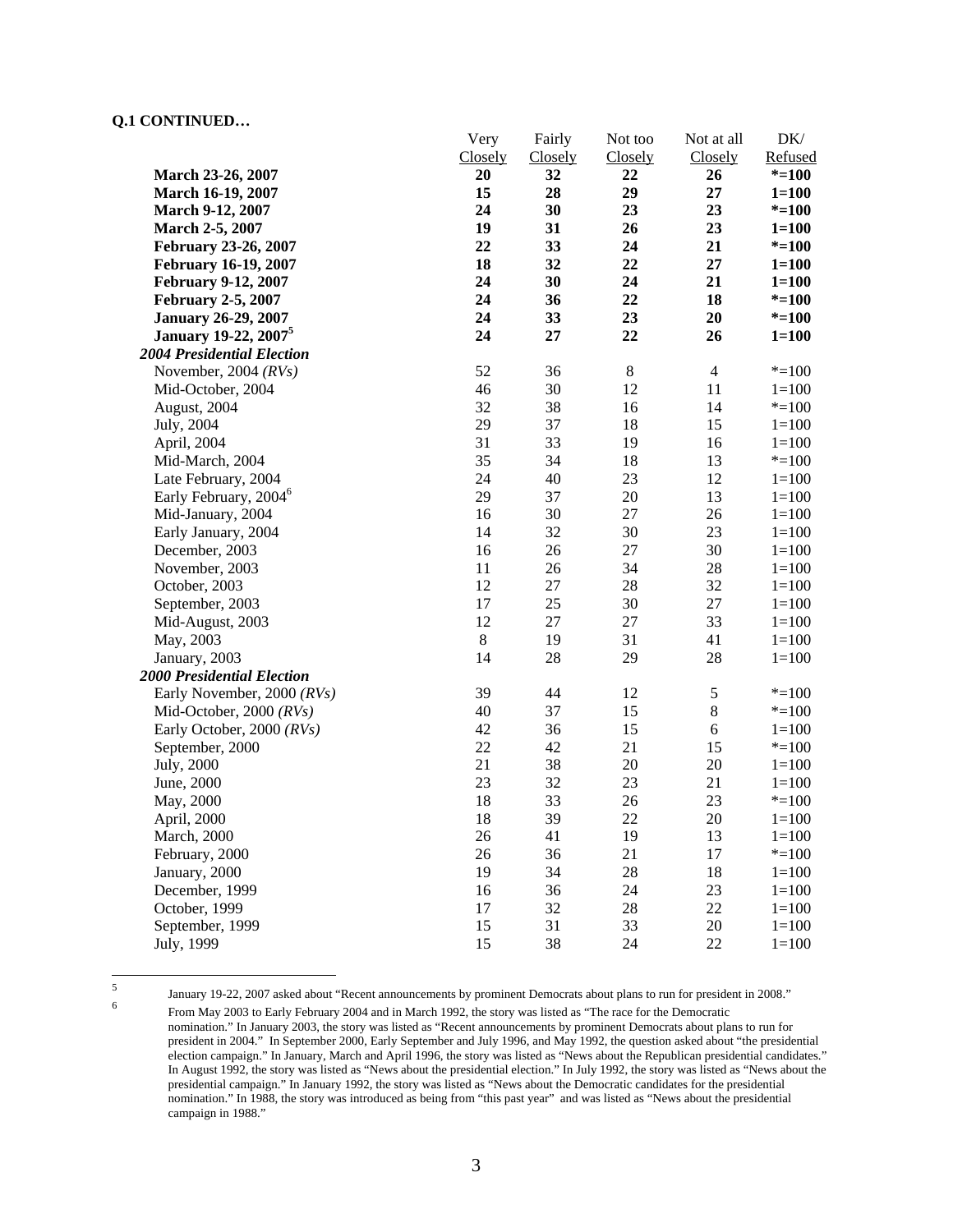**Q.1 CONTINUED…**

| | Very Closely | Fairly Closely | Not too Closely | Not at all Closely | DK/ Refused |
|---|---|---|---|---|---|
| **March 23-26, 2007** | **20** | **32** | **22** | **26** | ***=100** |
| **March 16-19, 2007** | **15** | **28** | **29** | **27** | **1=100** |
| **March 9-12, 2007** | **24** | **30** | **23** | **23** | ***=100** |
| **March 2-5, 2007** | **19** | **31** | **26** | **23** | **1=100** |
| **February 23-26, 2007** | **22** | **33** | **24** | **21** | ***=100** |
| **February 16-19, 2007** | **18** | **32** | **22** | **27** | **1=100** |
| **February 9-12, 2007** | **24** | **30** | **24** | **21** | **1=100** |
| **February 2-5, 2007** | **24** | **36** | **22** | **18** | ***=100** |
| **January 26-29, 2007** | **24** | **33** | **23** | **20** | ***=100** |
| **January 19-22, 2007[5]** | **24** | **27** | **22** | **26** | **1=100** |
| ***2004 Presidential Election*** | | | | | |
| November, 2004 *(RVs)* | 52 | 36 | 8 | 4 | *=100 |
| Mid-October, 2004 | 46 | 30 | 12 | 11 | 1=100 |
| August, 2004 | 32 | 38 | 16 | 14 | *=100 |
| July, 2004 | 29 | 37 | 18 | 15 | 1=100 |
| April, 2004 | 31 | 33 | 19 | 16 | 1=100 |
| Mid-March, 2004 | 35 | 34 | 18 | 13 | *=100 |
| Late February, 2004 | 24 | 40 | 23 | 12 | 1=100 |
| Early February, 2004[6] | 29 | 37 | 20 | 13 | 1=100 |
| Mid-January, 2004 | 16 | 30 | 27 | 26 | 1=100 |
| Early January, 2004 | 14 | 32 | 30 | 23 | 1=100 |
| December, 2003 | 16 | 26 | 27 | 30 | 1=100 |
| November, 2003 | 11 | 26 | 34 | 28 | 1=100 |
| October, 2003 | 12 | 27 | 28 | 32 | 1=100 |
| September, 2003 | 17 | 25 | 30 | 27 | 1=100 |
| Mid-August, 2003 | 12 | 27 | 27 | 33 | 1=100 |
| May, 2003 | 8 | 19 | 31 | 41 | 1=100 |
| January, 2003 | 14 | 28 | 29 | 28 | 1=100 |
| ***2000 Presidential Election*** | | | | | |
| Early November, 2000 *(RVs)* | 39 | 44 | 12 | 5 | *=100 |
| Mid-October, 2000 *(RVs)* | 40 | 37 | 15 | 8 | *=100 |
| Early October, 2000 *(RVs)* | 42 | 36 | 15 | 6 | 1=100 |
| September, 2000 | 22 | 42 | 21 | 15 | *=100 |
| July, 2000 | 21 | 38 | 20 | 20 | 1=100 |
| June, 2000 | 23 | 32 | 23 | 21 | 1=100 |
| May, 2000 | 18 | 33 | 26 | 23 | *=100 |
| April, 2000 | 18 | 39 | 22 | 20 | 1=100 |
| March, 2000 | 26 | 41 | 19 | 13 | 1=100 |
| February, 2000 | 26 | 36 | 21 | 17 | *=100 |
| January, 2000 | 19 | 34 | 28 | 18 | 1=100 |
| December, 1999 | 16 | 36 | 24 | 23 | 1=100 |
| October, 1999 | 17 | 32 | 28 | 22 | 1=100 |
| September, 1999 | 15 | 31 | 33 | 20 | 1=100 |
| July, 1999 | 15 | 38 | 24 | 22 | 1=100 |

[5] January 19-22, 2007 asked about "Recent announcements by prominent Democrats about plans to run for president in 2008."

[6] From May 2003 to Early February 2004 and in March 1992, the story was listed as "The race for the Democratic nomination." In January 2003, the story was listed as "Recent announcements by prominent Democrats about plans to run for president in 2004." In September 2000, Early September and July 1996, and May 1992, the question asked about "the presidential election campaign." In January, March and April 1996, the story was listed as "News about the Republican presidential candidates." In August 1992, the story was listed as "News about the presidential election." In July 1992, the story was listed as "News about the presidential campaign." In January 1992, the story was listed as "News about the Democratic candidates for the presidential nomination." In 1988, the story was introduced as being from "this past year" and was listed as "News about the presidential campaign in 1988."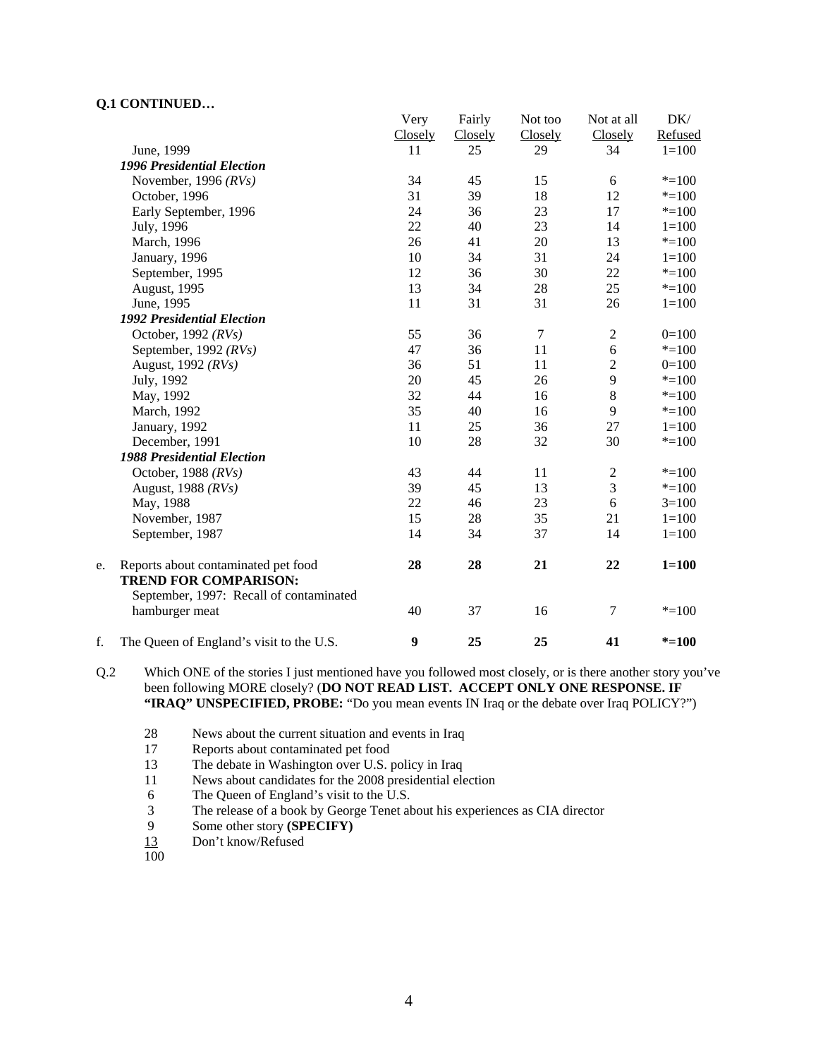**Q.1 CONTINUED…**

| | | Very Closely | Fairly Closely | Not too Closely | Not at all Closely | DK/ Refused |
|---|---|---|---|---|---|---|
| | June, 1999 | 11 | 25 | 29 | 34 | 1=100 |
| | ***1996 Presidential Election*** | | | | | |
| | November, 1996 *(RVs)* | 34 | 45 | 15 | 6 | *=100 |
| | October, 1996 | 31 | 39 | 18 | 12 | *=100 |
| | Early September, 1996 | 24 | 36 | 23 | 17 | *=100 |
| | July, 1996 | 22 | 40 | 23 | 14 | 1=100 |
| | March, 1996 | 26 | 41 | 20 | 13 | *=100 |
| | January, 1996 | 10 | 34 | 31 | 24 | 1=100 |
| | September, 1995 | 12 | 36 | 30 | 22 | *=100 |
| | August, 1995 | 13 | 34 | 28 | 25 | *=100 |
| | June, 1995 | 11 | 31 | 31 | 26 | 1=100 |
| | ***1992 Presidential Election*** | | | | | |
| | October, 1992 *(RVs)* | 55 | 36 | 7 | 2 | 0=100 |
| | September, 1992 *(RVs)* | 47 | 36 | 11 | 6 | *=100 |
| | August, 1992 *(RVs)* | 36 | 51 | 11 | 2 | 0=100 |
| | July, 1992 | 20 | 45 | 26 | 9 | *=100 |
| | May, 1992 | 32 | 44 | 16 | 8 | *=100 |
| | March, 1992 | 35 | 40 | 16 | 9 | *=100 |
| | January, 1992 | 11 | 25 | 36 | 27 | 1=100 |
| | December, 1991 | 10 | 28 | 32 | 30 | *=100 |
| | ***1988 Presidential Election*** | | | | | |
| | October, 1988 *(RVs)* | 43 | 44 | 11 | 2 | *=100 |
| | August, 1988 *(RVs)* | 39 | 45 | 13 | 3 | *=100 |
| | May, 1988 | 22 | 46 | 23 | 6 | 3=100 |
| | November, 1987 | 15 | 28 | 35 | 21 | 1=100 |
| | September, 1987 | 14 | 34 | 37 | 14 | 1=100 |
| e. | Reports about contaminated pet food | **28** | **28** | **21** | **22** | **1=100** |
| | **TREND FOR COMPARISON:** | | | | | |
| | September, 1997: Recall of contaminated hamburger meat | 40 | 37 | 16 | 7 | *=100 |
| f. | The Queen of England's visit to the U.S. | **9** | **25** | **25** | **41** | ***=100** |

Q.2 Which ONE of the stories I just mentioned have you followed most closely, or is there another story you've been following MORE closely? (**DO NOT READ LIST. ACCEPT ONLY ONE RESPONSE. IF "IRAQ" UNSPECIFIED, PROBE:** "Do you mean events IN Iraq or the debate over Iraq POLICY?")

| | |
|---|---|
| 28 | News about the current situation and events in Iraq |
| 17 | Reports about contaminated pet food |
| 13 | The debate in Washington over U.S. policy in Iraq |
| 11 | News about candidates for the 2008 presidential election |
| 6 | The Queen of England's visit to the U.S. |
| 3 | The release of a book by George Tenet about his experiences as CIA director |
| 9 | Some other story **(SPECIFY)** |
| 13 | Don't know/Refused |
| 100 | |